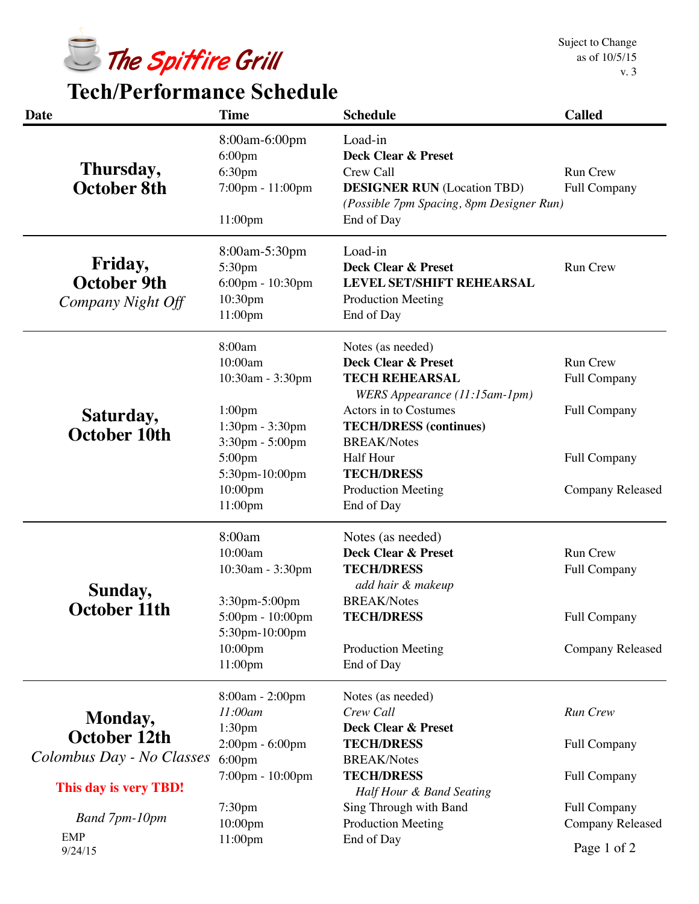# The Spitfire Grill

Suject to Change
as of 10/5/15
v. 3

## Tech/Performance Schedule

| Date | Time | Schedule | Called |
|---|---|---|---|
| **Thursday, October 8th** | 8:00am-6:00pm | Load-in | |
| | 6:00pm | **Deck Clear & Preset** | |
| | 6:30pm | Crew Call | Run Crew |
| | 7:00pm - 11:00pm | **DESIGNER RUN** (Location TBD) | Full Company |
| | | *(Possible 7pm Spacing, 8pm Designer Run)* | |
| | 11:00pm | End of Day | |
| **Friday, October 9th** *Company Night Off* | 8:00am-5:30pm | Load-in | |
| | 5:30pm | **Deck Clear & Preset** | Run Crew |
| | 6:00pm - 10:30pm | **LEVEL SET/SHIFT REHEARSAL** | |
| | 10:30pm | Production Meeting | |
| | 11:00pm | End of Day | |
| **Saturday, October 10th** | 8:00am | Notes (as needed) | |
| | 10:00am | **Deck Clear & Preset** | Run Crew |
| | 10:30am - 3:30pm | **TECH REHEARSAL** | Full Company |
| | | *WERS Appearance (11:15am-1pm)* | |
| | 1:00pm | Actors in to Costumes | Full Company |
| | 1:30pm - 3:30pm | **TECH/DRESS (continues)** | |
| | 3:30pm - 5:00pm | BREAK/Notes | |
| | 5:00pm | Half Hour | Full Company |
| | 5:30pm-10:00pm | **TECH/DRESS** | |
| | 10:00pm | Production Meeting | Company Released |
| | 11:00pm | End of Day | |
| **Sunday, October 11th** | 8:00am | Notes (as needed) | |
| | 10:00am | **Deck Clear & Preset** | Run Crew |
| | 10:30am - 3:30pm | **TECH/DRESS** | Full Company |
| | | *add hair & makeup* | |
| | 3:30pm-5:00pm | BREAK/Notes | |
| | 5:00pm - 10:00pm | **TECH/DRESS** | Full Company |
| | 5:30pm-10:00pm | | |
| | 10:00pm | Production Meeting | Company Released |
| | 11:00pm | End of Day | |
| **Monday, October 12th** *Colombus Day - No Classes* **This day is very TBD!** *Band 7pm-10pm* | 8:00am - 2:00pm | Notes (as needed) | |
| | *11:00am* | *Crew Call* | *Run Crew* |
| | 1:30pm | **Deck Clear & Preset** | |
| | 2:00pm - 6:00pm | **TECH/DRESS** | Full Company |
| | 6:00pm | BREAK/Notes | |
| | 7:00pm - 10:00pm | **TECH/DRESS** | Full Company |
| | | *Half Hour & Band Seating* | |
| | 7:30pm | Sing Through with Band | Full Company |
| | 10:00pm | Production Meeting | Company Released |
| | 11:00pm | End of Day | |

EMP
9/24/15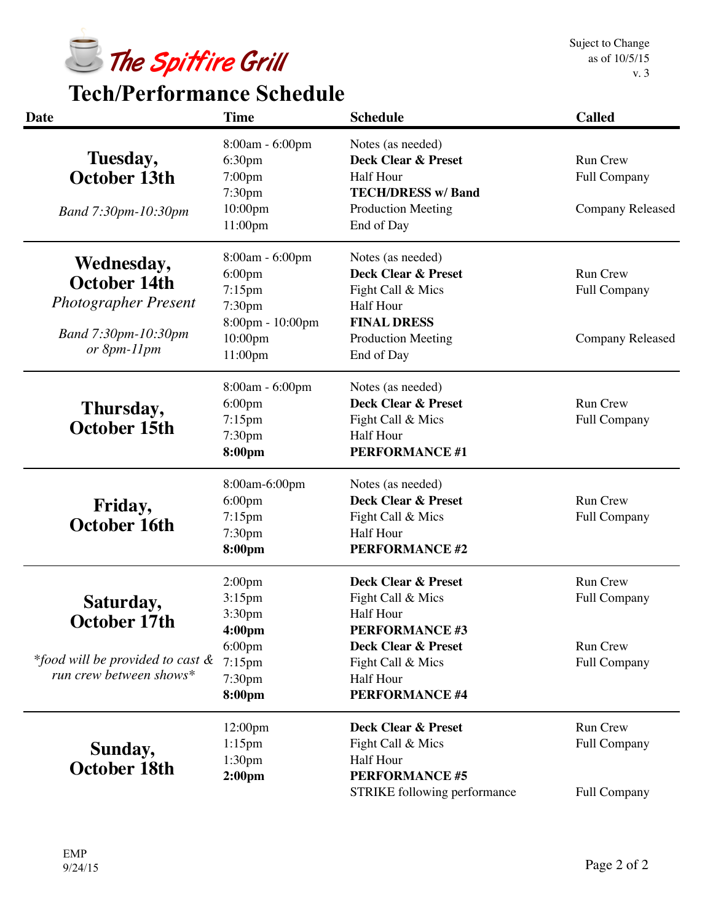Suject to Change
as of 10/5/15
v. 3

# The Spitfire Grill

## Tech/Performance Schedule

| Date | Time | Schedule | Called |
|---|---|---|---|
| **Tuesday, October 13th** | 8:00am - 6:00pm | Notes (as needed) | |
| | 6:30pm | **Deck Clear & Preset** | Run Crew |
| | 7:00pm | Half Hour | Full Company |
| | 7:30pm | **TECH/DRESS w/ Band** | |
| *Band 7:30pm-10:30pm* | 10:00pm | Production Meeting | Company Released |
| | 11:00pm | End of Day | |
| **Wednesday, October 14th** | 8:00am - 6:00pm | Notes (as needed) | |
| *Photographer Present* | 6:00pm | **Deck Clear & Preset** | Run Crew |
| | 7:15pm | Fight Call & Mics | Full Company |
| | 7:30pm | Half Hour | |
| *Band 7:30pm-10:30pm or 8pm-11pm* | 8:00pm - 10:00pm | **FINAL DRESS** | |
| | 10:00pm | Production Meeting | Company Released |
| | 11:00pm | End of Day | |
| **Thursday, October 15th** | 8:00am - 6:00pm | Notes (as needed) | |
| | 6:00pm | **Deck Clear & Preset** | Run Crew |
| | 7:15pm | Fight Call & Mics | Full Company |
| | 7:30pm | Half Hour | |
| | **8:00pm** | **PERFORMANCE #1** | |
| **Friday, October 16th** | 8:00am-6:00pm | Notes (as needed) | |
| | 6:00pm | **Deck Clear & Preset** | Run Crew |
| | 7:15pm | Fight Call & Mics | Full Company |
| | 7:30pm | Half Hour | |
| | **8:00pm** | **PERFORMANCE #2** | |
| **Saturday, October 17th** | 2:00pm | **Deck Clear & Preset** | Run Crew |
| | 3:15pm | Fight Call & Mics | Full Company |
| | 3:30pm | Half Hour | |
| | **4:00pm** | **PERFORMANCE #3** | |
| *\*food will be provided to cast & run crew between shows\** | 6:00pm | **Deck Clear & Preset** | Run Crew |
| | 7:15pm | Fight Call & Mics | Full Company |
| | 7:30pm | Half Hour | |
| | **8:00pm** | **PERFORMANCE #4** | |
| **Sunday, October 18th** | 12:00pm | **Deck Clear & Preset** | Run Crew |
| | 1:15pm | Fight Call & Mics | Full Company |
| | 1:30pm | Half Hour | |
| | **2:00pm** | **PERFORMANCE #5** | |
| | | STRIKE following performance | Full Company |

EMP
9/24/15